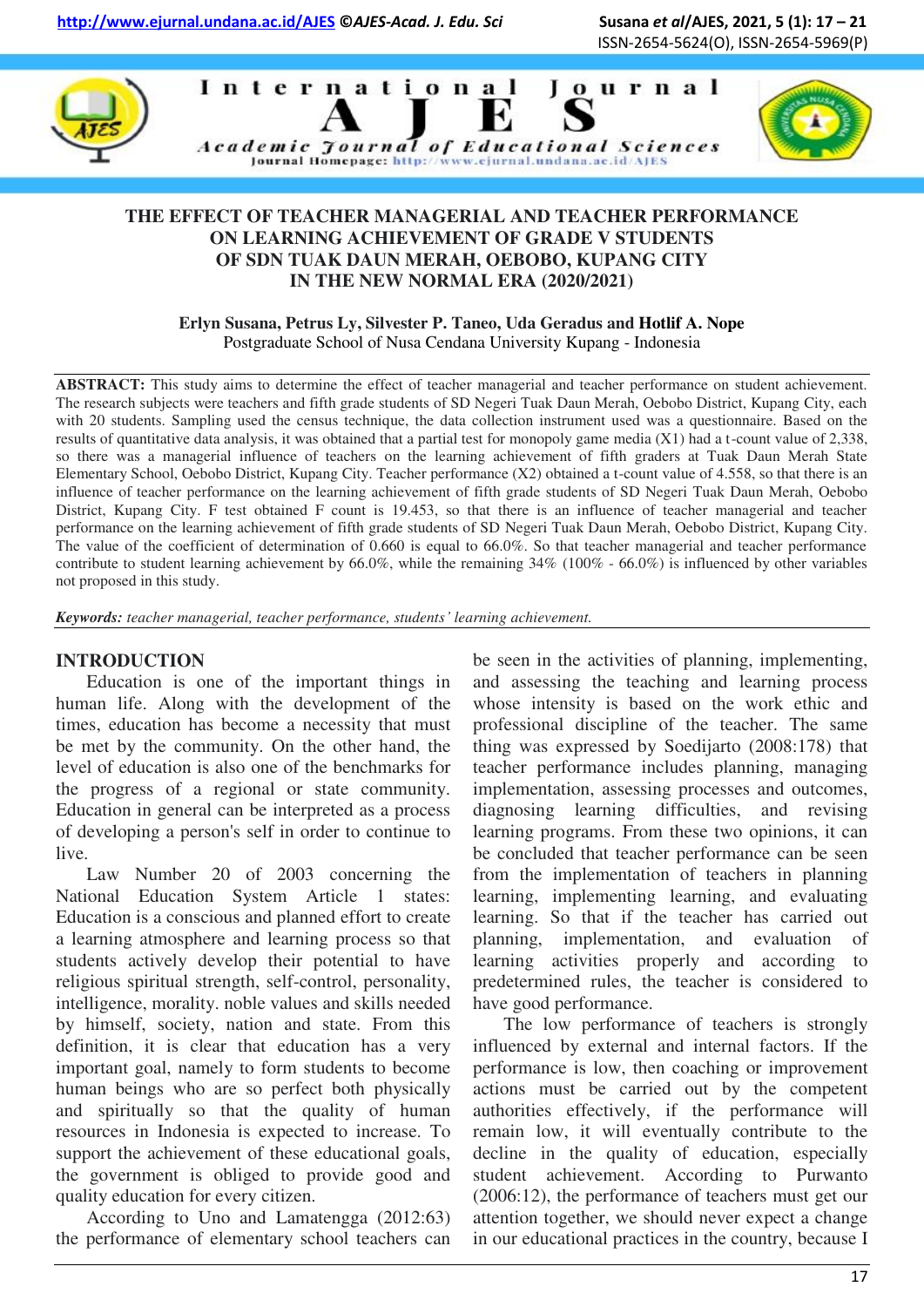# THE EFFECT OF TEACHER MANAGERIAL AND TEACHER PERFORMANCE ON LEARNING ACHIEVEMENT OF GRADE V STUDENTS OF SDN TUAK DAUN MERAH, OEBOBO, KUPANG CITY IN THE NEW NORMAL ERA (2020/2021)

**Erlyn Susana, Petrus Ly, Silvester P. Taneo, Uda Geradus and Hotlif A. Nope**
Postgraduate School of Nusa Cendana University Kupang - Indonesia

**ABSTRACT:** This study aims to determine the effect of teacher managerial and teacher performance on student achievement. The research subjects were teachers and fifth grade students of SD Negeri Tuak Daun Merah, Oebobo District, Kupang City, each with 20 students. Sampling used the census technique, the data collection instrument used was a questionnaire. Based on the results of quantitative data analysis, it was obtained that a partial test for monopoly game media (X1) had a t-count value of 2,338, so there was a managerial influence of teachers on the learning achievement of fifth graders at Tuak Daun Merah State Elementary School, Oebobo District, Kupang City. Teacher performance (X2) obtained a t-count value of 4.558, so that there is an influence of teacher performance on the learning achievement of fifth grade students of SD Negeri Tuak Daun Merah, Oebobo District, Kupang City. F test obtained F count is 19.453, so that there is an influence of teacher managerial and teacher performance on the learning achievement of fifth grade students of SD Negeri Tuak Daun Merah, Oebobo District, Kupang City. The value of the coefficient of determination of 0.660 is equal to 66.0%. So that teacher managerial and teacher performance contribute to student learning achievement by 66.0%, while the remaining 34% (100% - 66.0%) is influenced by other variables not proposed in this study.

***Keywords:*** *teacher managerial, teacher performance, students' learning achievement.*

## INTRODUCTION

Education is one of the important things in human life. Along with the development of the times, education has become a necessity that must be met by the community. On the other hand, the level of education is also one of the benchmarks for the progress of a regional or state community. Education in general can be interpreted as a process of developing a person's self in order to continue to live.

Law Number 20 of 2003 concerning the National Education System Article 1 states: Education is a conscious and planned effort to create a learning atmosphere and learning process so that students actively develop their potential to have religious spiritual strength, self-control, personality, intelligence, morality. noble values and skills needed by himself, society, nation and state. From this definition, it is clear that education has a very important goal, namely to form students to become human beings who are so perfect both physically and spiritually so that the quality of human resources in Indonesia is expected to increase. To support the achievement of these educational goals, the government is obliged to provide good and quality education for every citizen.

According to Uno and Lamatengga (2012:63) the performance of elementary school teachers can be seen in the activities of planning, implementing, and assessing the teaching and learning process whose intensity is based on the work ethic and professional discipline of the teacher. The same thing was expressed by Soedijarto (2008:178) that teacher performance includes planning, managing implementation, assessing processes and outcomes, diagnosing learning difficulties, and revising learning programs. From these two opinions, it can be concluded that teacher performance can be seen from the implementation of teachers in planning learning, implementing learning, and evaluating learning. So that if the teacher has carried out planning, implementation, and evaluation of learning activities properly and according to predetermined rules, the teacher is considered to have good performance.

The low performance of teachers is strongly influenced by external and internal factors. If the performance is low, then coaching or improvement actions must be carried out by the competent authorities effectively, if the performance will remain low, it will eventually contribute to the decline in the quality of education, especially student achievement. According to Purwanto (2006:12), the performance of teachers must get our attention together, we should never expect a change in our educational practices in the country, because I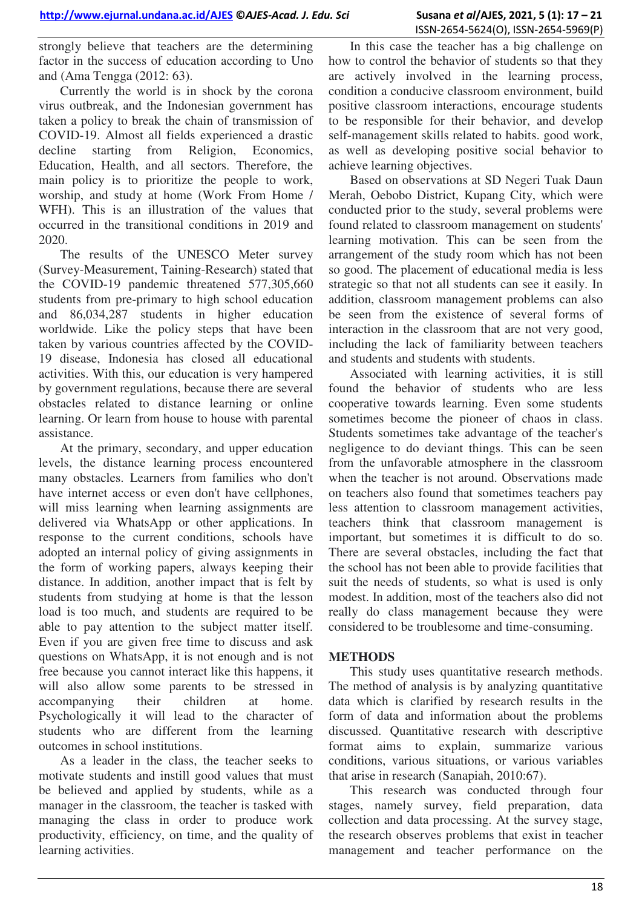strongly believe that teachers are the determining factor in the success of education according to Uno and (Ama Tengga (2012: 63).

Currently the world is in shock by the corona virus outbreak, and the Indonesian government has taken a policy to break the chain of transmission of COVID-19. Almost all fields experienced a drastic decline starting from Religion, Economics, Education, Health, and all sectors. Therefore, the main policy is to prioritize the people to work, worship, and study at home (Work From Home / WFH). This is an illustration of the values that occurred in the transitional conditions in 2019 and 2020.

The results of the UNESCO Meter survey (Survey-Measurement, Taining-Research) stated that the COVID-19 pandemic threatened 577,305,660 students from pre-primary to high school education and 86,034,287 students in higher education worldwide. Like the policy steps that have been taken by various countries affected by the COVID-19 disease, Indonesia has closed all educational activities. With this, our education is very hampered by government regulations, because there are several obstacles related to distance learning or online learning. Or learn from house to house with parental assistance.

At the primary, secondary, and upper education levels, the distance learning process encountered many obstacles. Learners from families who don't have internet access or even don't have cellphones, will miss learning when learning assignments are delivered via WhatsApp or other applications. In response to the current conditions, schools have adopted an internal policy of giving assignments in the form of working papers, always keeping their distance. In addition, another impact that is felt by students from studying at home is that the lesson load is too much, and students are required to be able to pay attention to the subject matter itself. Even if you are given free time to discuss and ask questions on WhatsApp, it is not enough and is not free because you cannot interact like this happens, it will also allow some parents to be stressed in accompanying their children at home. Psychologically it will lead to the character of students who are different from the learning outcomes in school institutions.

As a leader in the class, the teacher seeks to motivate students and instill good values that must be believed and applied by students, while as a manager in the classroom, the teacher is tasked with managing the class in order to produce work productivity, efficiency, on time, and the quality of learning activities.

In this case the teacher has a big challenge on how to control the behavior of students so that they are actively involved in the learning process, condition a conducive classroom environment, build positive classroom interactions, encourage students to be responsible for their behavior, and develop self-management skills related to habits. good work, as well as developing positive social behavior to achieve learning objectives.

Based on observations at SD Negeri Tuak Daun Merah, Oebobo District, Kupang City, which were conducted prior to the study, several problems were found related to classroom management on students' learning motivation. This can be seen from the arrangement of the study room which has not been so good. The placement of educational media is less strategic so that not all students can see it easily. In addition, classroom management problems can also be seen from the existence of several forms of interaction in the classroom that are not very good, including the lack of familiarity between teachers and students and students with students.

Associated with learning activities, it is still found the behavior of students who are less cooperative towards learning. Even some students sometimes become the pioneer of chaos in class. Students sometimes take advantage of the teacher's negligence to do deviant things. This can be seen from the unfavorable atmosphere in the classroom when the teacher is not around. Observations made on teachers also found that sometimes teachers pay less attention to classroom management activities, teachers think that classroom management is important, but sometimes it is difficult to do so. There are several obstacles, including the fact that the school has not been able to provide facilities that suit the needs of students, so what is used is only modest. In addition, most of the teachers also did not really do class management because they were considered to be troublesome and time-consuming.

## METHODS

This study uses quantitative research methods. The method of analysis is by analyzing quantitative data which is clarified by research results in the form of data and information about the problems discussed. Quantitative research with descriptive format aims to explain, summarize various conditions, various situations, or various variables that arise in research (Sanapiah, 2010:67).

This research was conducted through four stages, namely survey, field preparation, data collection and data processing. At the survey stage, the research observes problems that exist in teacher management and teacher performance on the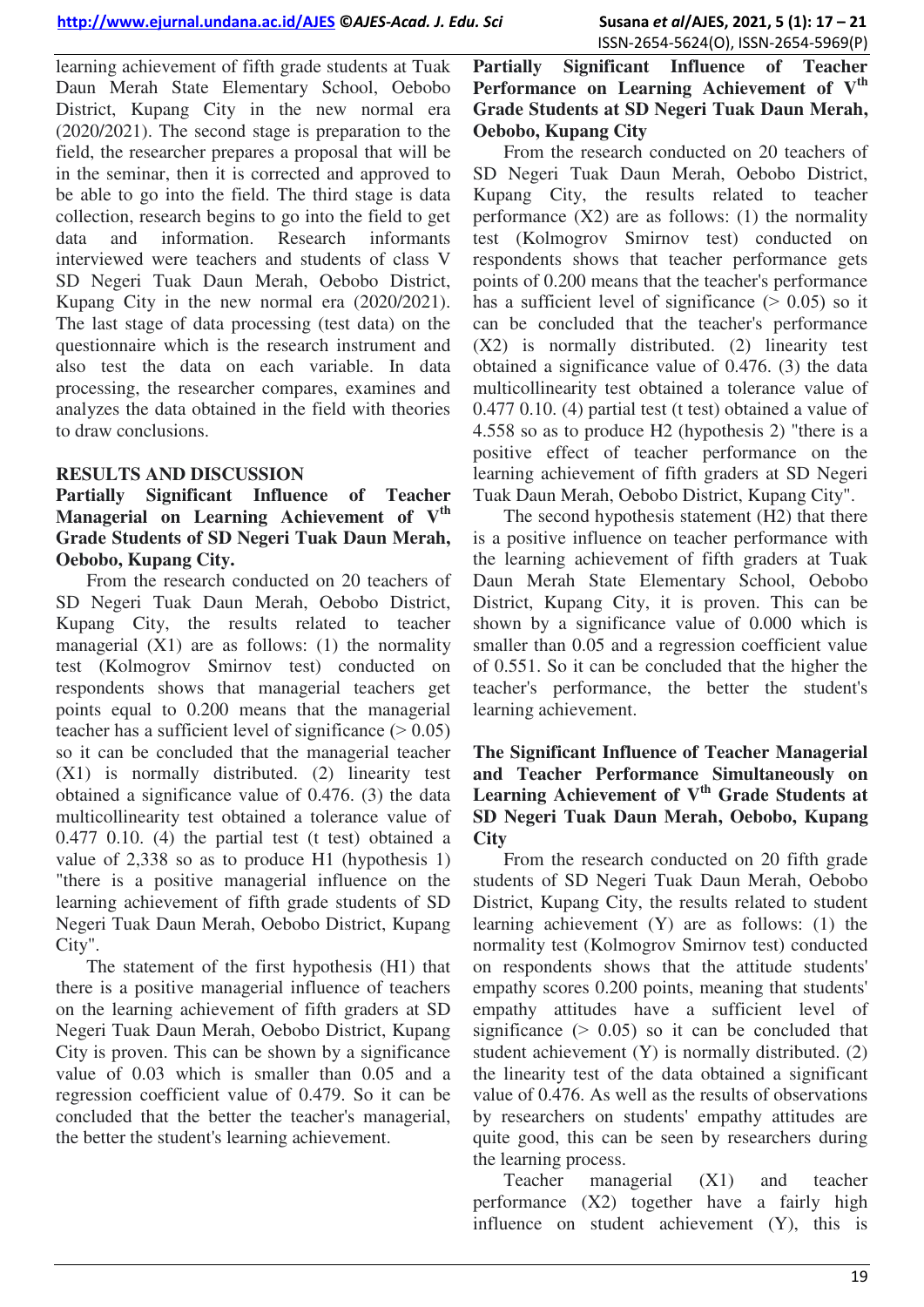learning achievement of fifth grade students at Tuak Daun Merah State Elementary School, Oebobo District, Kupang City in the new normal era (2020/2021). The second stage is preparation to the field, the researcher prepares a proposal that will be in the seminar, then it is corrected and approved to be able to go into the field. The third stage is data collection, research begins to go into the field to get data and information. Research informants interviewed were teachers and students of class V SD Negeri Tuak Daun Merah, Oebobo District, Kupang City in the new normal era (2020/2021). The last stage of data processing (test data) on the questionnaire which is the research instrument and also test the data on each variable. In data processing, the researcher compares, examines and analyzes the data obtained in the field with theories to draw conclusions.

## RESULTS AND DISCUSSION

### Partially Significant Influence of Teacher Managerial on Learning Achievement of V^th Grade Students of SD Negeri Tuak Daun Merah, Oebobo, Kupang City.

From the research conducted on 20 teachers of SD Negeri Tuak Daun Merah, Oebobo District, Kupang City, the results related to teacher managerial (X1) are as follows: (1) the normality test (Kolmogrov Smirnov test) conducted on respondents shows that managerial teachers get points equal to 0.200 means that the managerial teacher has a sufficient level of significance (> 0.05) so it can be concluded that the managerial teacher (X1) is normally distributed. (2) linearity test obtained a significance value of 0.476. (3) the data multicollinearity test obtained a tolerance value of 0.477 0.10. (4) the partial test (t test) obtained a value of 2,338 so as to produce H1 (hypothesis 1) "there is a positive managerial influence on the learning achievement of fifth grade students of SD Negeri Tuak Daun Merah, Oebobo District, Kupang City".

The statement of the first hypothesis (H1) that there is a positive managerial influence of teachers on the learning achievement of fifth graders at SD Negeri Tuak Daun Merah, Oebobo District, Kupang City is proven. This can be shown by a significance value of 0.03 which is smaller than 0.05 and a regression coefficient value of 0.479. So it can be concluded that the better the teacher's managerial, the better the student's learning achievement.

### Partially Significant Influence of Teacher Performance on Learning Achievement of V^th Grade Students at SD Negeri Tuak Daun Merah, Oebobo, Kupang City

From the research conducted on 20 teachers of SD Negeri Tuak Daun Merah, Oebobo District, Kupang City, the results related to teacher performance (X2) are as follows: (1) the normality test (Kolmogrov Smirnov test) conducted on respondents shows that teacher performance gets points of 0.200 means that the teacher's performance has a sufficient level of significance (> 0.05) so it can be concluded that the teacher's performance (X2) is normally distributed. (2) linearity test obtained a significance value of 0.476. (3) the data multicollinearity test obtained a tolerance value of 0.477 0.10. (4) partial test (t test) obtained a value of 4.558 so as to produce H2 (hypothesis 2) "there is a positive effect of teacher performance on the learning achievement of fifth graders at SD Negeri Tuak Daun Merah, Oebobo District, Kupang City".

The second hypothesis statement (H2) that there is a positive influence on teacher performance with the learning achievement of fifth graders at Tuak Daun Merah State Elementary School, Oebobo District, Kupang City, it is proven. This can be shown by a significance value of 0.000 which is smaller than 0.05 and a regression coefficient value of 0.551. So it can be concluded that the higher the teacher's performance, the better the student's learning achievement.

### The Significant Influence of Teacher Managerial and Teacher Performance Simultaneously on Learning Achievement of V^th Grade Students at SD Negeri Tuak Daun Merah, Oebobo, Kupang City

From the research conducted on 20 fifth grade students of SD Negeri Tuak Daun Merah, Oebobo District, Kupang City, the results related to student learning achievement (Y) are as follows: (1) the normality test (Kolmogrov Smirnov test) conducted on respondents shows that the attitude students' empathy scores 0.200 points, meaning that students' empathy attitudes have a sufficient level of significance (> 0.05) so it can be concluded that student achievement (Y) is normally distributed. (2) the linearity test of the data obtained a significant value of 0.476. As well as the results of observations by researchers on students' empathy attitudes are quite good, this can be seen by researchers during the learning process.

Teacher managerial (X1) and teacher performance (X2) together have a fairly high influence on student achievement (Y), this is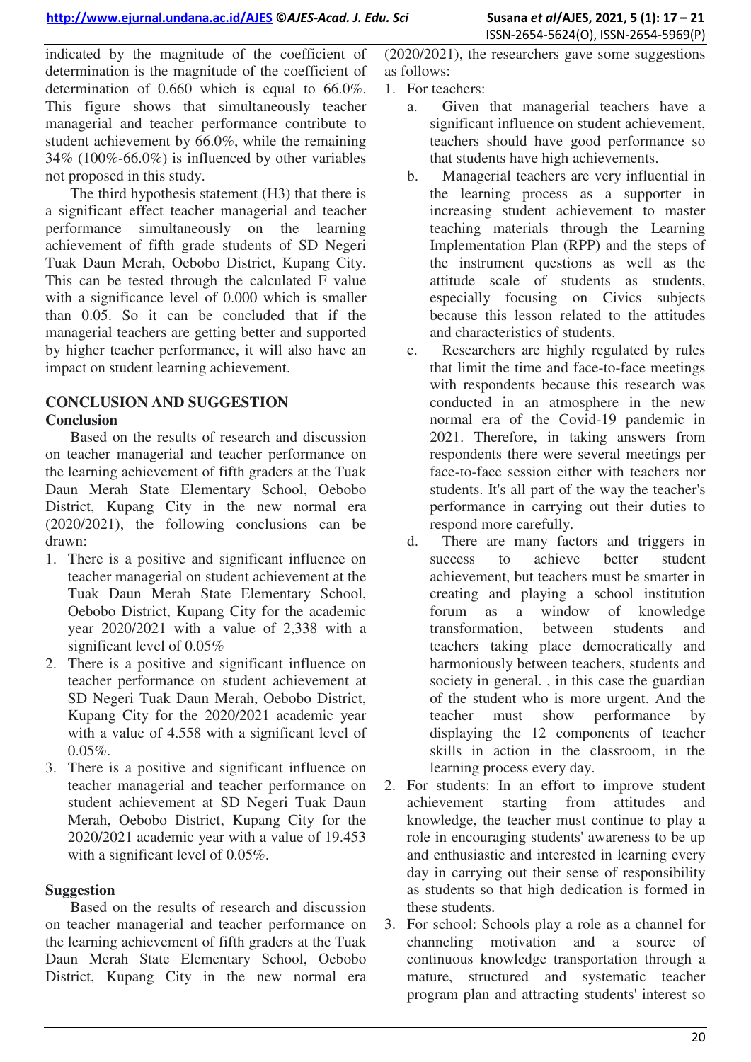indicated by the magnitude of the coefficient of determination is the magnitude of the coefficient of determination of 0.660 which is equal to 66.0%. This figure shows that simultaneously teacher managerial and teacher performance contribute to student achievement by 66.0%, while the remaining 34% (100%-66.0%) is influenced by other variables not proposed in this study.

The third hypothesis statement (H3) that there is a significant effect teacher managerial and teacher performance simultaneously on the learning achievement of fifth grade students of SD Negeri Tuak Daun Merah, Oebobo District, Kupang City. This can be tested through the calculated F value with a significance level of 0.000 which is smaller than 0.05. So it can be concluded that if the managerial teachers are getting better and supported by higher teacher performance, it will also have an impact on student learning achievement.

## CONCLUSION AND SUGGESTION

### Conclusion

Based on the results of research and discussion on teacher managerial and teacher performance on the learning achievement of fifth graders at the Tuak Daun Merah State Elementary School, Oebobo District, Kupang City in the new normal era (2020/2021), the following conclusions can be drawn:

1. There is a positive and significant influence on teacher managerial on student achievement at the Tuak Daun Merah State Elementary School, Oebobo District, Kupang City for the academic year 2020/2021 with a value of 2,338 with a significant level of 0.05%
2. There is a positive and significant influence on teacher performance on student achievement at SD Negeri Tuak Daun Merah, Oebobo District, Kupang City for the 2020/2021 academic year with a value of 4.558 with a significant level of 0.05%.
3. There is a positive and significant influence on teacher managerial and teacher performance on student achievement at SD Negeri Tuak Daun Merah, Oebobo District, Kupang City for the 2020/2021 academic year with a value of 19.453 with a significant level of 0.05%.

### Suggestion

Based on the results of research and discussion on teacher managerial and teacher performance on the learning achievement of fifth graders at the Tuak Daun Merah State Elementary School, Oebobo District, Kupang City in the new normal era (2020/2021), the researchers gave some suggestions as follows:

1. For teachers:
   a. Given that managerial teachers have a significant influence on student achievement, teachers should have good performance so that students have high achievements.
   b. Managerial teachers are very influential in the learning process as a supporter in increasing student achievement to master teaching materials through the Learning Implementation Plan (RPP) and the steps of the instrument questions as well as the attitude scale of students as students, especially focusing on Civics subjects because this lesson related to the attitudes and characteristics of students.
   c. Researchers are highly regulated by rules that limit the time and face-to-face meetings with respondents because this research was conducted in an atmosphere in the new normal era of the Covid-19 pandemic in 2021. Therefore, in taking answers from respondents there were several meetings per face-to-face session either with teachers nor students. It's all part of the way the teacher's performance in carrying out their duties to respond more carefully.
   d. There are many factors and triggers in success to achieve better student achievement, but teachers must be smarter in creating and playing a school institution forum as a window of knowledge transformation, between students and teachers taking place democratically and harmoniously between teachers, students and society in general. , in this case the guardian of the student who is more urgent. And the teacher must show performance by displaying the 12 components of teacher skills in action in the classroom, in the learning process every day.
2. For students: In an effort to improve student achievement starting from attitudes and knowledge, the teacher must continue to play a role in encouraging students' awareness to be up and enthusiastic and interested in learning every day in carrying out their sense of responsibility as students so that high dedication is formed in these students.
3. For school: Schools play a role as a channel for channeling motivation and a source of continuous knowledge transportation through a mature, structured and systematic teacher program plan and attracting students' interest so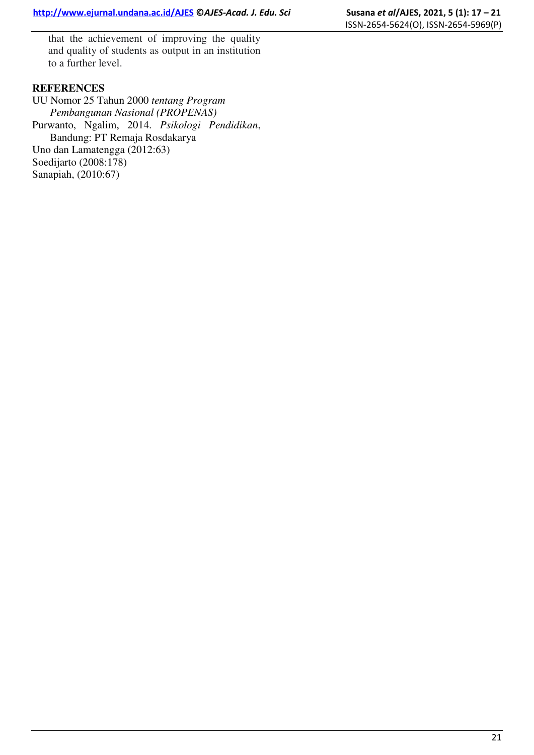that the achievement of improving the quality and quality of students as output in an institution to a further level.

## REFERENCES

UU Nomor 25 Tahun 2000 *tentang Program Pembangunan Nasional (PROPENAS)*

Purwanto, Ngalim, 2014. *Psikologi Pendidikan*, Bandung: PT Remaja Rosdakarya

Uno dan Lamatengga (2012:63)

Soedijarto (2008:178)

Sanapiah, (2010:67)